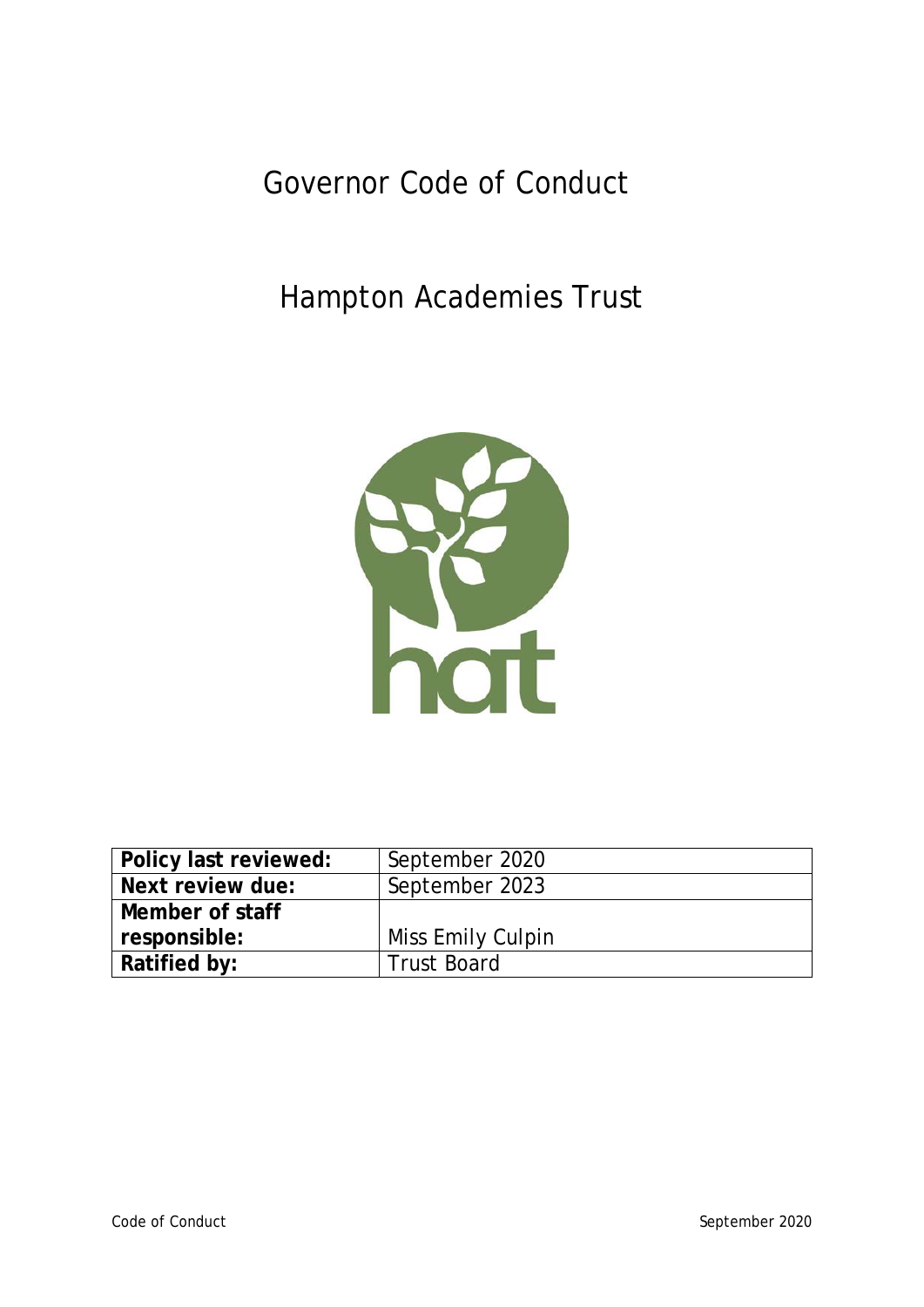# Governor Code of Conduct

# Hampton Academies Trust

| Policy last reviewed: | September 2020 |
|---|---|
| Next review due: | September 2023 |
| Member of staff responsible: | Miss Emily Culpin |
| Ratified by: | Trust Board |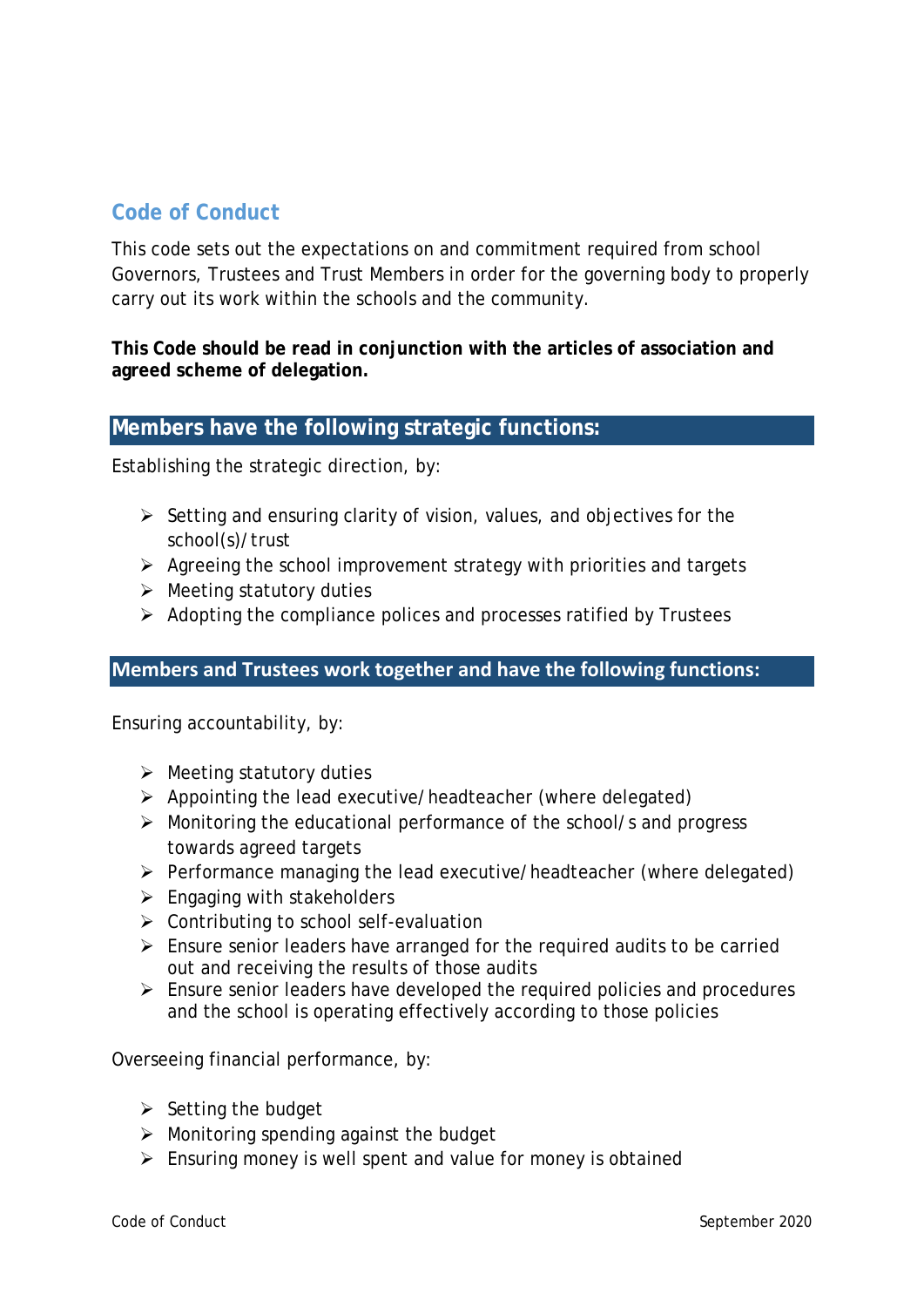## Code of Conduct

This code sets out the expectations on and commitment required from school Governors, Trustees and Trust Members in order for the governing body to properly carry out its work within the schools and the community.

**This Code should be read in conjunction with the articles of association and agreed scheme of delegation.**

### Members have the following strategic functions:

Establishing the strategic direction, by:

- Setting and ensuring clarity of vision, values, and objectives for the school(s)/trust
- Agreeing the school improvement strategy with priorities and targets
- Meeting statutory duties
- Adopting the compliance polices and processes ratified by Trustees

### Members and Trustees work together and have the following functions:

Ensuring accountability, by:

- Meeting statutory duties
- Appointing the lead executive/headteacher (where delegated)
- Monitoring the educational performance of the school/s and progress towards agreed targets
- Performance managing the lead executive/headteacher (where delegated)
- Engaging with stakeholders
- Contributing to school self-evaluation
- Ensure senior leaders have arranged for the required audits to be carried out and receiving the results of those audits
- Ensure senior leaders have developed the required policies and procedures and the school is operating effectively according to those policies

Overseeing financial performance, by:

- Setting the budget
- Monitoring spending against the budget
- Ensuring money is well spent and value for money is obtained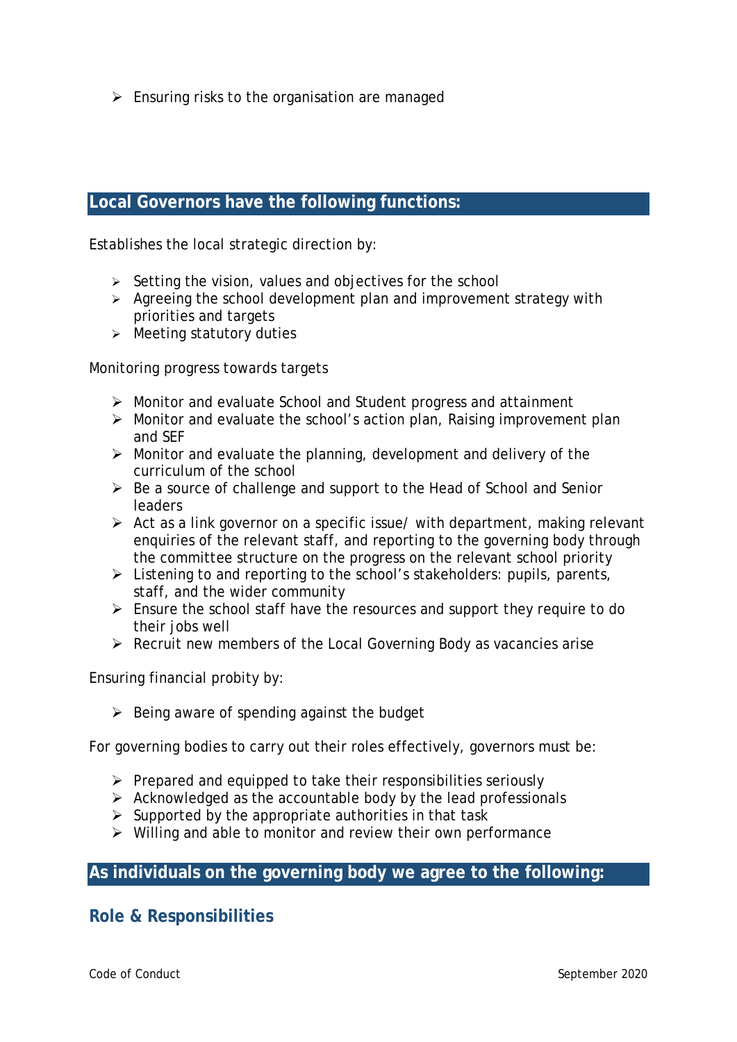- Ensuring risks to the organisation are managed

## Local Governors have the following functions:

Establishes the local strategic direction by:

- Setting the vision, values and objectives for the school
- Agreeing the school development plan and improvement strategy with priorities and targets
- Meeting statutory duties

Monitoring progress towards targets

- Monitor and evaluate School and Student progress and attainment
- Monitor and evaluate the school's action plan, Raising improvement plan and SEF
- Monitor and evaluate the planning, development and delivery of the curriculum of the school
- Be a source of challenge and support to the Head of School and Senior leaders
- Act as a link governor on a specific issue/ with department, making relevant enquiries of the relevant staff, and reporting to the governing body through the committee structure on the progress on the relevant school priority
- Listening to and reporting to the school's stakeholders: pupils, parents, staff, and the wider community
- Ensure the school staff have the resources and support they require to do their jobs well
- Recruit new members of the Local Governing Body as vacancies arise

Ensuring financial probity by:

- Being aware of spending against the budget

For governing bodies to carry out their roles effectively, governors must be:

- Prepared and equipped to take their responsibilities seriously
- Acknowledged as the accountable body by the lead professionals
- Supported by the appropriate authorities in that task
- Willing and able to monitor and review their own performance

## As individuals on the governing body we agree to the following:

### Role & Responsibilities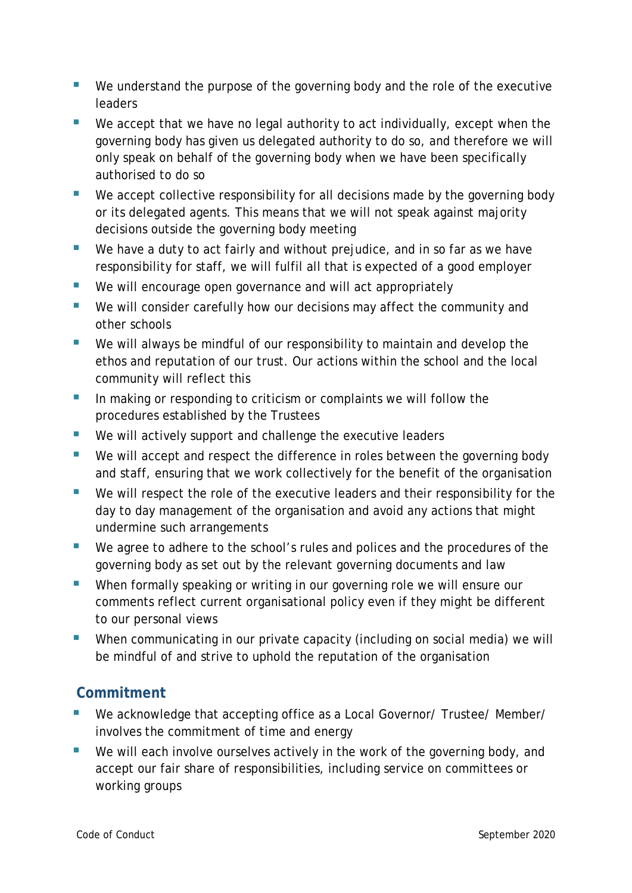- We understand the purpose of the governing body and the role of the executive leaders
- We accept that we have no legal authority to act individually, except when the governing body has given us delegated authority to do so, and therefore we will only speak on behalf of the governing body when we have been specifically authorised to do so
- We accept collective responsibility for all decisions made by the governing body or its delegated agents. This means that we will not speak against majority decisions outside the governing body meeting
- We have a duty to act fairly and without prejudice, and in so far as we have responsibility for staff, we will fulfil all that is expected of a good employer
- We will encourage open governance and will act appropriately
- We will consider carefully how our decisions may affect the community and other schools
- We will always be mindful of our responsibility to maintain and develop the ethos and reputation of our trust. Our actions within the school and the local community will reflect this
- In making or responding to criticism or complaints we will follow the procedures established by the Trustees
- We will actively support and challenge the executive leaders
- We will accept and respect the difference in roles between the governing body and staff, ensuring that we work collectively for the benefit of the organisation
- We will respect the role of the executive leaders and their responsibility for the day to day management of the organisation and avoid any actions that might undermine such arrangements
- We agree to adhere to the school's rules and polices and the procedures of the governing body as set out by the relevant governing documents and law
- When formally speaking or writing in our governing role we will ensure our comments reflect current organisational policy even if they might be different to our personal views
- When communicating in our private capacity (including on social media) we will be mindful of and strive to uphold the reputation of the organisation

## Commitment

- We acknowledge that accepting office as a Local Governor/ Trustee/ Member/ involves the commitment of time and energy
- We will each involve ourselves actively in the work of the governing body, and accept our fair share of responsibilities, including service on committees or working groups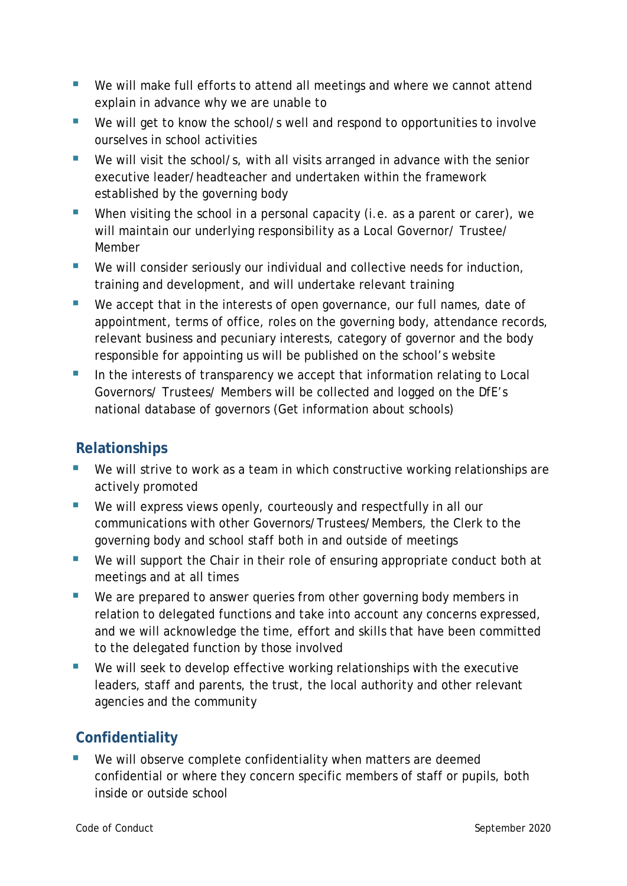- We will make full efforts to attend all meetings and where we cannot attend explain in advance why we are unable to
- We will get to know the school/s well and respond to opportunities to involve ourselves in school activities
- We will visit the school/s, with all visits arranged in advance with the senior executive leader/headteacher and undertaken within the framework established by the governing body
- When visiting the school in a personal capacity (i.e. as a parent or carer), we will maintain our underlying responsibility as a Local Governor/ Trustee/ Member
- We will consider seriously our individual and collective needs for induction, training and development, and will undertake relevant training
- We accept that in the interests of open governance, our full names, date of appointment, terms of office, roles on the governing body, attendance records, relevant business and pecuniary interests, category of governor and the body responsible for appointing us will be published on the school's website
- In the interests of transparency we accept that information relating to Local Governors/ Trustees/ Members will be collected and logged on the DfE's national database of governors (Get information about schools)

## Relationships

- We will strive to work as a team in which constructive working relationships are actively promoted
- We will express views openly, courteously and respectfully in all our communications with other Governors/Trustees/Members, the Clerk to the governing body and school staff both in and outside of meetings
- We will support the Chair in their role of ensuring appropriate conduct both at meetings and at all times
- We are prepared to answer queries from other governing body members in relation to delegated functions and take into account any concerns expressed, and we will acknowledge the time, effort and skills that have been committed to the delegated function by those involved
- We will seek to develop effective working relationships with the executive leaders, staff and parents, the trust, the local authority and other relevant agencies and the community

## Confidentiality

- We will observe complete confidentiality when matters are deemed confidential or where they concern specific members of staff or pupils, both inside or outside school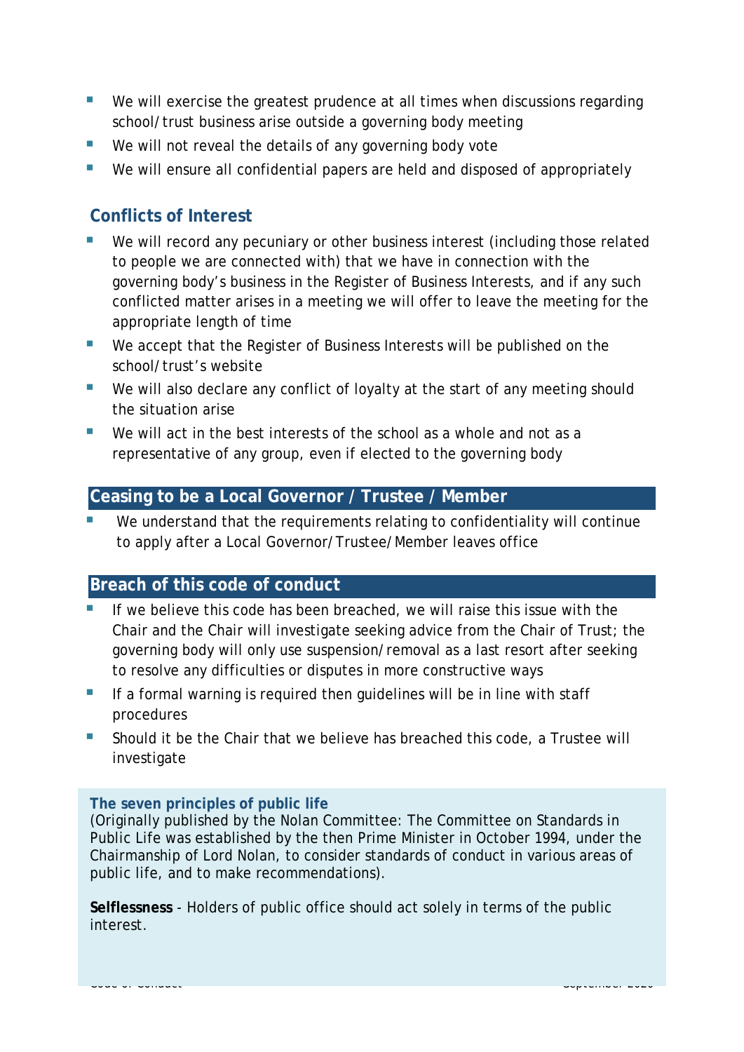- We will exercise the greatest prudence at all times when discussions regarding school/trust business arise outside a governing body meeting
- We will not reveal the details of any governing body vote
- We will ensure all confidential papers are held and disposed of appropriately

### Conflicts of Interest

- We will record any pecuniary or other business interest (including those related to people we are connected with) that we have in connection with the governing body's business in the Register of Business Interests, and if any such conflicted matter arises in a meeting we will offer to leave the meeting for the appropriate length of time
- We accept that the Register of Business Interests will be published on the school/trust's website
- We will also declare any conflict of loyalty at the start of any meeting should the situation arise
- We will act in the best interests of the school as a whole and not as a representative of any group, even if elected to the governing body

## Ceasing to be a Local Governor / Trustee / Member

- We understand that the requirements relating to confidentiality will continue to apply after a Local Governor/Trustee/Member leaves office

## Breach of this code of conduct

- If we believe this code has been breached, we will raise this issue with the Chair and the Chair will investigate seeking advice from the Chair of Trust; the governing body will only use suspension/removal as a last resort after seeking to resolve any difficulties or disputes in more constructive ways
- If a formal warning is required then guidelines will be in line with staff procedures
- Should it be the Chair that we believe has breached this code, a Trustee will investigate

**The seven principles of public life**
(Originally published by the Nolan Committee: The Committee on Standards in Public Life was established by the then Prime Minister in October 1994, under the Chairmanship of Lord Nolan, to consider standards of conduct in various areas of public life, and to make recommendations).

**Selflessness** - Holders of public office should act solely in terms of the public interest.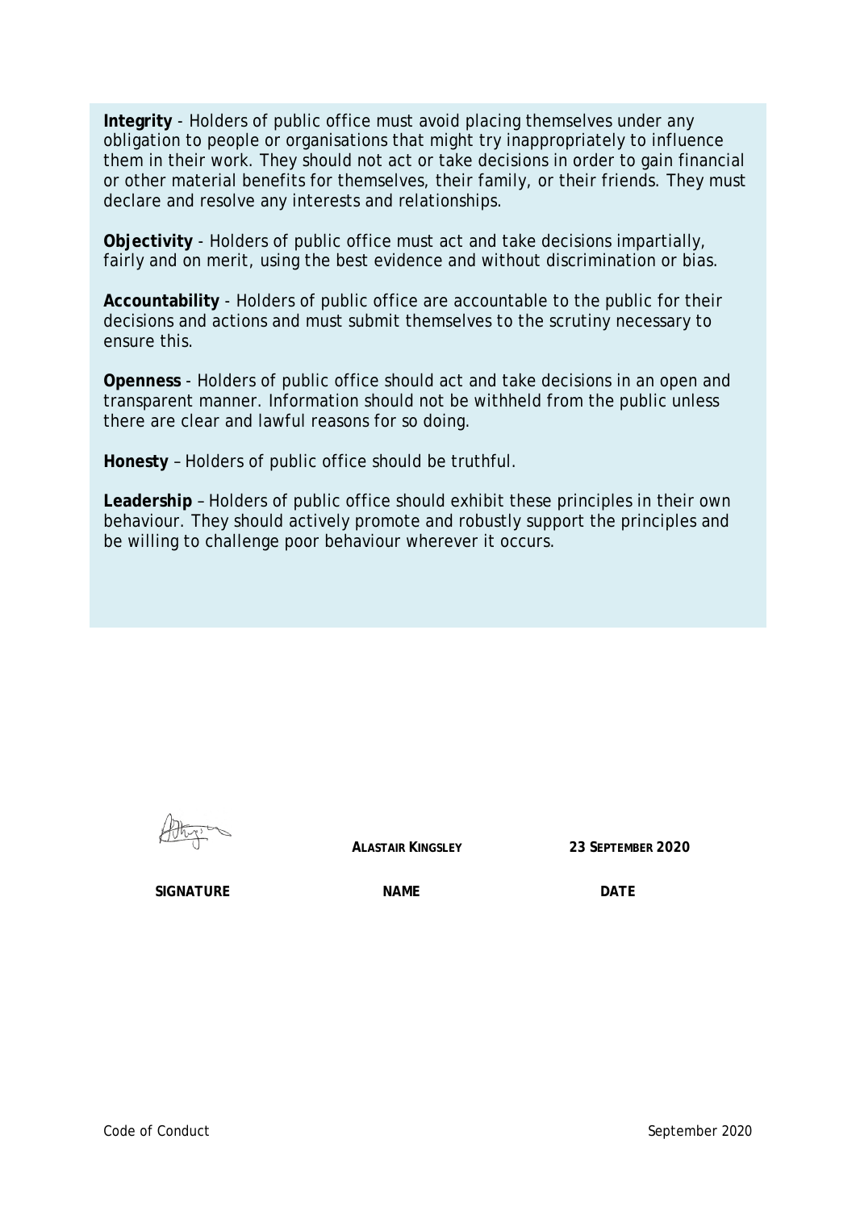**Integrity** - Holders of public office must avoid placing themselves under any obligation to people or organisations that might try inappropriately to influence them in their work. They should not act or take decisions in order to gain financial or other material benefits for themselves, their family, or their friends. They must declare and resolve any interests and relationships.

**Objectivity** - Holders of public office must act and take decisions impartially, fairly and on merit, using the best evidence and without discrimination or bias.

**Accountability** - Holders of public office are accountable to the public for their decisions and actions and must submit themselves to the scrutiny necessary to ensure this.

**Openness** - Holders of public office should act and take decisions in an open and transparent manner. Information should not be withheld from the public unless there are clear and lawful reasons for so doing.

**Honesty** – Holders of public office should be truthful.

**Leadership** – Holders of public office should exhibit these principles in their own behaviour. They should actively promote and robustly support the principles and be willing to challenge poor behaviour wherever it occurs.

| | | |
|---|---|---|
| [signature] | **ALASTAIR KINGSLEY** | **23 SEPTEMBER 2020** |
| **SIGNATURE** | **NAME** | **DATE** |